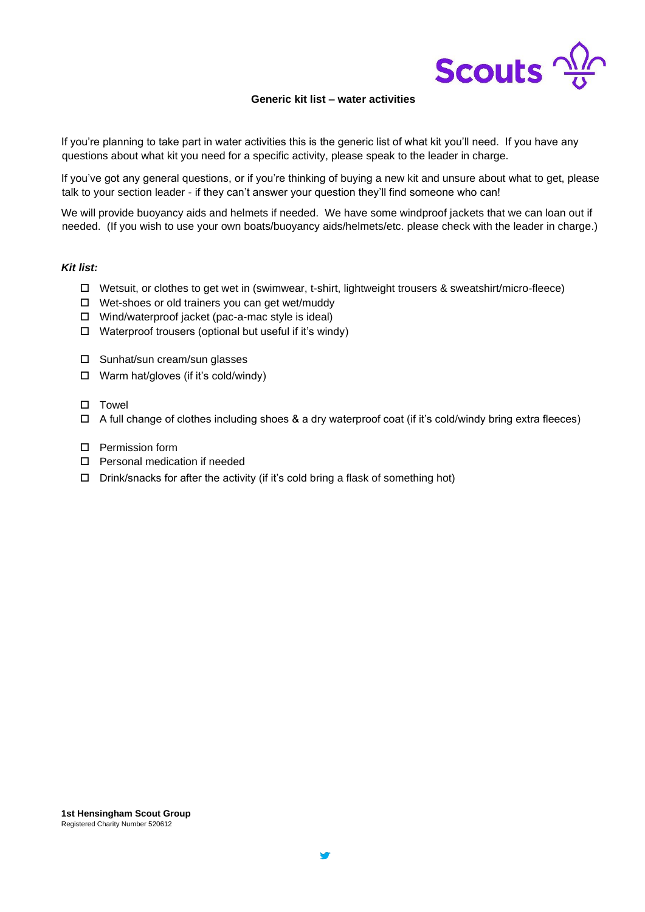## Generic kit list – water activities

If you're planning to take part in water activities this is the generic list of what kit you'll need. If you have any questions about what kit you need for a specific activity, please speak to the leader in charge.

If you've got any general questions, or if you're thinking of buying a new kit and unsure about what to get, please talk to your section leader - if they can't answer your question they'll find someone who can!

We will provide buoyancy aids and helmets if needed. We have some windproof jackets that we can loan out if needed. (If you wish to use your own boats/buoyancy aids/helmets/etc. please check with the leader in charge.)

***Kit list:***

- [ ] Wetsuit, or clothes to get wet in (swimwear, t-shirt, lightweight trousers & sweatshirt/micro-fleece)
- [ ] Wet-shoes or old trainers you can get wet/muddy
- [ ] Wind/waterproof jacket (pac-a-mac style is ideal)
- [ ] Waterproof trousers (optional but useful if it's windy)

- [ ] Sunhat/sun cream/sun glasses
- [ ] Warm hat/gloves (if it's cold/windy)

- [ ] Towel
- [ ] A full change of clothes including shoes & a dry waterproof coat (if it's cold/windy bring extra fleeces)

- [ ] Permission form
- [ ] Personal medication if needed
- [ ] Drink/snacks for after the activity (if it's cold bring a flask of something hot)

**1st Hensingham Scout Group**
Registered Charity Number 520612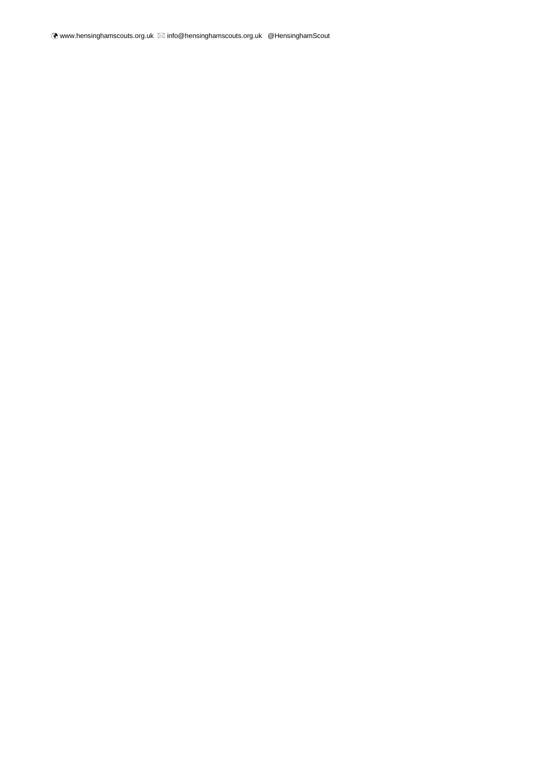www.hensinghamscouts.org.uk info@hensinghamscouts.org.uk @HensinghamScout